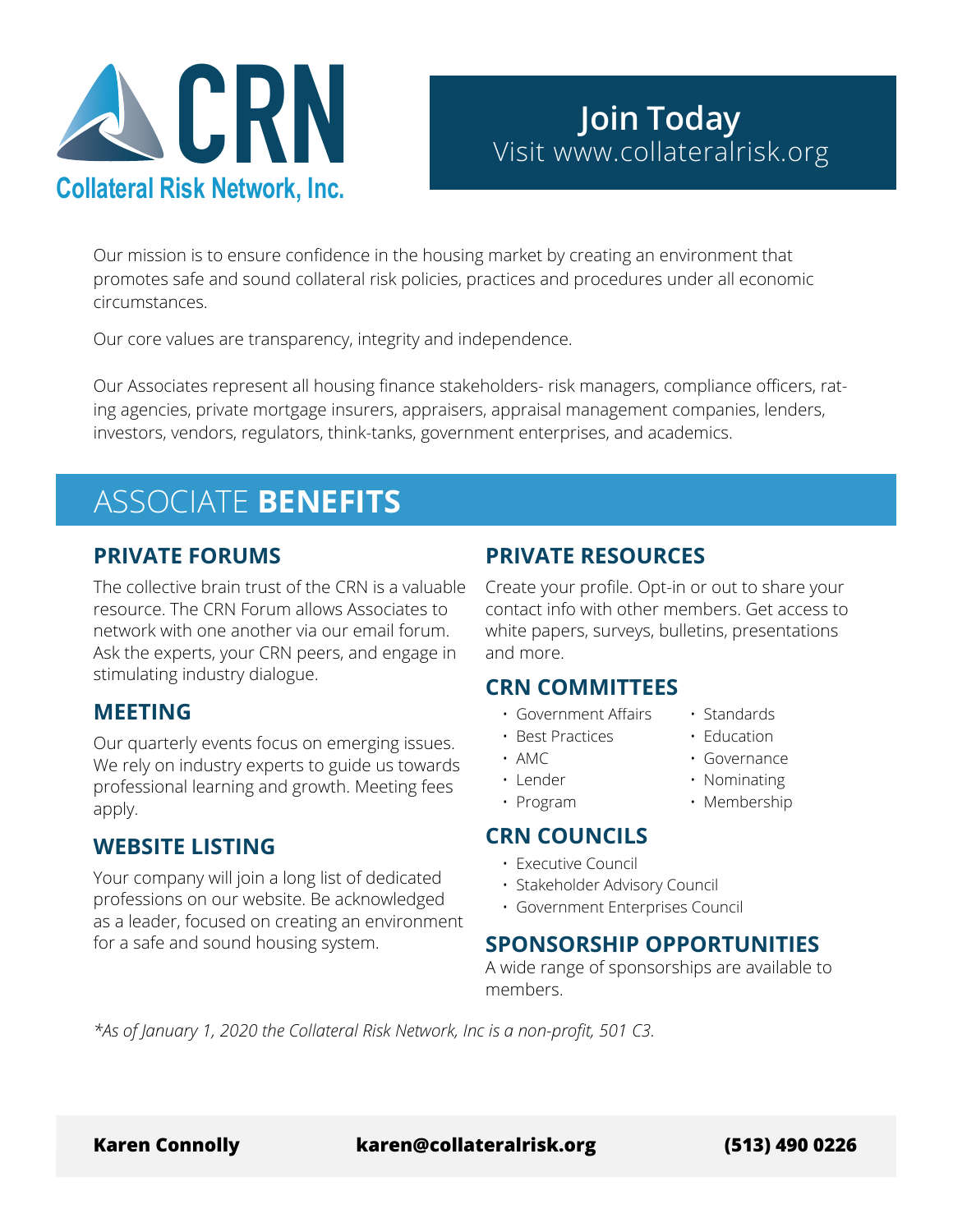# CRN

**Collateral Risk Network, Inc.**

**Join Today**
Visit www.collateralrisk.org

Our mission is to ensure confidence in the housing market by creating an environment that promotes safe and sound collateral risk policies, practices and procedures under all economic circumstances.

Our core values are transparency, integrity and independence.

Our Associates represent all housing finance stakeholders- risk managers, compliance officers, rating agencies, private mortgage insurers, appraisers, appraisal management companies, lenders, investors, vendors, regulators, think-tanks, government enterprises, and academics.

## ASSOCIATE **BENEFITS**

### PRIVATE FORUMS

The collective brain trust of the CRN is a valuable resource. The CRN Forum allows Associates to network with one another via our email forum. Ask the experts, your CRN peers, and engage in stimulating industry dialogue.

### MEETING

Our quarterly events focus on emerging issues. We rely on industry experts to guide us towards professional learning and growth. Meeting fees apply.

### WEBSITE LISTING

Your company will join a long list of dedicated professions on our website. Be acknowledged as a leader, focused on creating an environment for a safe and sound housing system.

### PRIVATE RESOURCES

Create your profile. Opt-in or out to share your contact info with other members. Get access to white papers, surveys, bulletins, presentations and more.

### CRN COMMITTEES

- Government Affairs
- Best Practices
- AMC
- Lender
- Program
- Standards
- Education
- Governance
- Nominating
- Membership

### CRN COUNCILS

- Executive Council
- Stakeholder Advisory Council
- Government Enterprises Council

### SPONSORSHIP OPPORTUNITIES

A wide range of sponsorships are available to members.

*\*As of January 1, 2020 the Collateral Risk Network, Inc is a non-profit, 501 C3.*

**Karen Connolly** | **karen@collateralrisk.org** | **(513) 490 0226**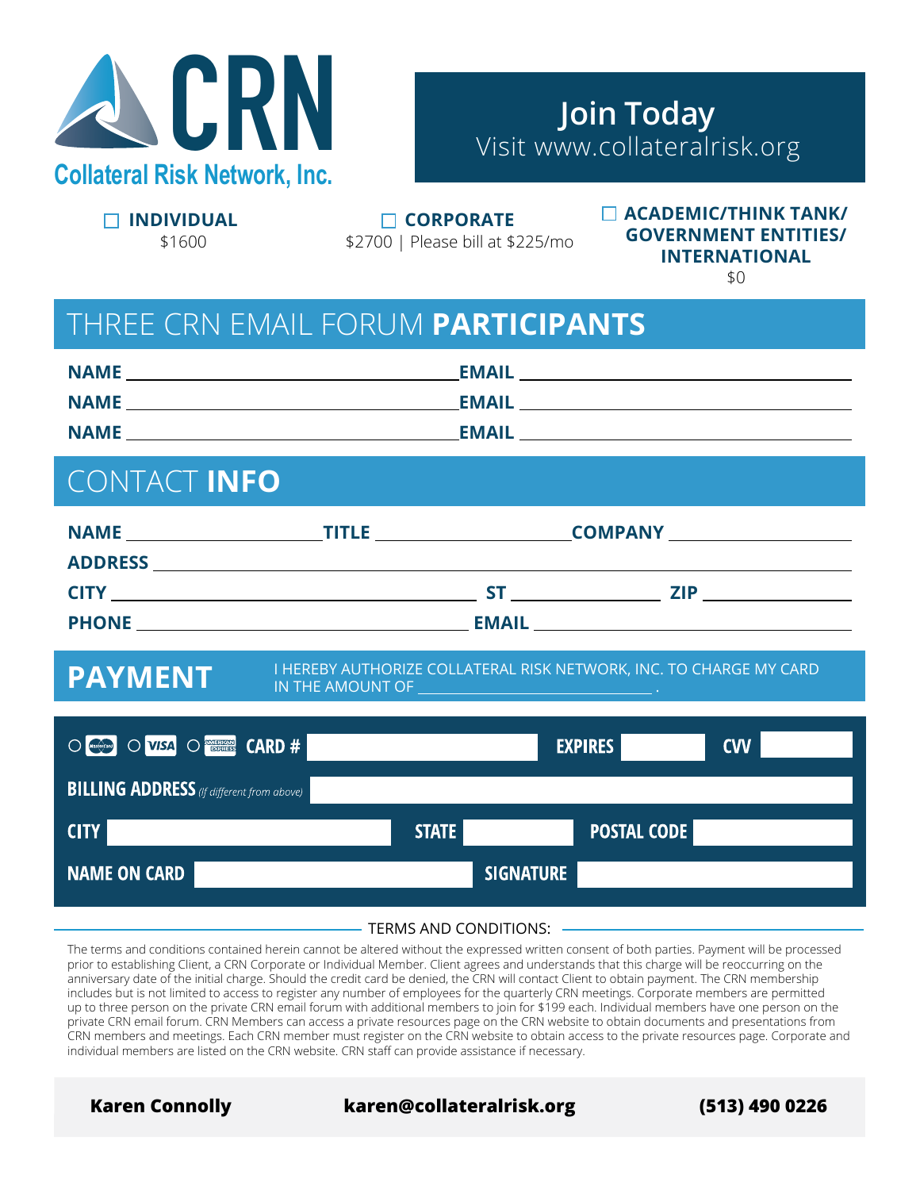# CRN

Collateral Risk Network, Inc.

## Join Today

Visit www.collateralrisk.org

☐ **INDIVIDUAL**
$1600

☐ **CORPORATE**
$2700 | Please bill at $225/mo

☐ **ACADEMIC/THINK TANK/ GOVERNMENT ENTITIES/ INTERNATIONAL**
$0

## THREE CRN EMAIL FORUM **PARTICIPANTS**

**NAME** ______________________ **EMAIL** ______________________

**NAME** ______________________ **EMAIL** ______________________

**NAME** ______________________ **EMAIL** ______________________

## CONTACT **INFO**

**NAME** ______________ **TITLE** ______________ **COMPANY** ______________

**ADDRESS** ______________________________________________

**CITY** ______________________ **ST** ____________ **ZIP** ____________

**PHONE** ______________________ **EMAIL** ______________________

## PAYMENT

I HEREBY AUTHORIZE COLLATERAL RISK NETWORK, INC. TO CHARGE MY CARD IN THE AMOUNT OF ______________________ .

○ MasterCard ○ VISA ○ American Express **CARD #** ______________ **EXPIRES** ________ **CVV** ________

**BILLING ADDRESS** *(if different from above)* ______________________________

**CITY** ______________ **STATE** ________ **POSTAL CODE** ________

**NAME ON CARD** ______________ **SIGNATURE** ______________

TERMS AND CONDITIONS:

The terms and conditions contained herein cannot be altered without the expressed written consent of both parties. Payment will be processed prior to establishing Client, a CRN Corporate or Individual Member. Client agrees and understands that this charge will be reoccurring on the anniversary date of the initial charge. Should the credit card be denied, the CRN will contact Client to obtain payment. The CRN membership includes but is not limited to access to register any number of employees for the quarterly CRN meetings. Corporate members are permitted up to three person on the private CRN email forum with additional members to join for $199 each. Individual members have one person on the private CRN email forum. CRN Members can access a private resources page on the CRN website to obtain documents and presentations from CRN members and meetings. Each CRN member must register on the CRN website to obtain access to the private resources page. Corporate and individual members are listed on the CRN website. CRN staff can provide assistance if necessary.

**Karen Connolly** **karen@collateralrisk.org** **(513) 490 0226**